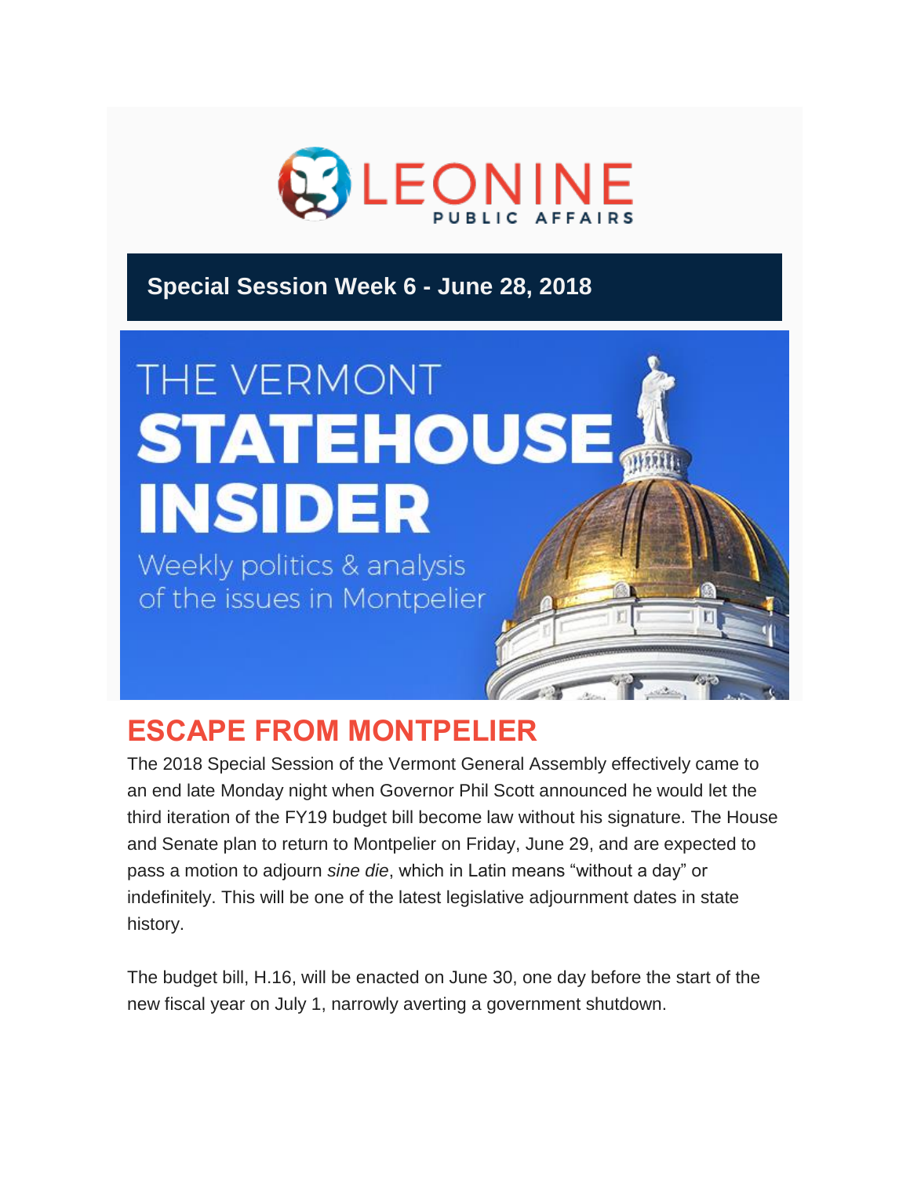LEONINE PUBLIC AFFAIRS

## Special Session Week 6 - June 28, 2018

THE VERMONT **STATEHOUSE INSIDER**

Weekly politics & analysis of the issues in Montpelier

# ESCAPE FROM MONTPELIER

The 2018 Special Session of the Vermont General Assembly effectively came to an end late Monday night when Governor Phil Scott announced he would let the third iteration of the FY19 budget bill become law without his signature. The House and Senate plan to return to Montpelier on Friday, June 29, and are expected to pass a motion to adjourn *sine die*, which in Latin means "without a day" or indefinitely. This will be one of the latest legislative adjournment dates in state history.

The budget bill, H.16, will be enacted on June 30, one day before the start of the new fiscal year on July 1, narrowly averting a government shutdown.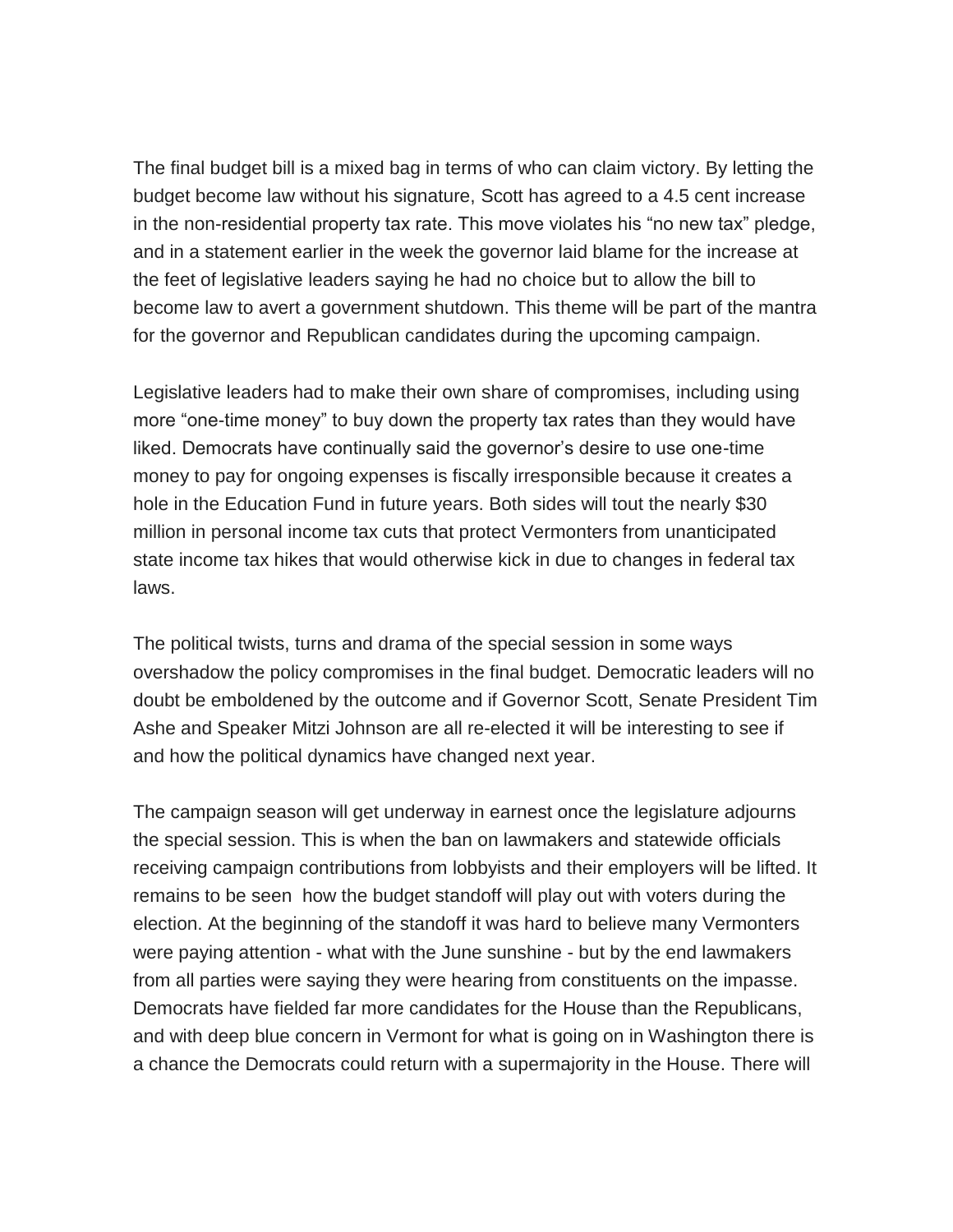The final budget bill is a mixed bag in terms of who can claim victory. By letting the budget become law without his signature, Scott has agreed to a 4.5 cent increase in the non-residential property tax rate. This move violates his "no new tax" pledge, and in a statement earlier in the week the governor laid blame for the increase at the feet of legislative leaders saying he had no choice but to allow the bill to become law to avert a government shutdown. This theme will be part of the mantra for the governor and Republican candidates during the upcoming campaign.

Legislative leaders had to make their own share of compromises, including using more "one-time money" to buy down the property tax rates than they would have liked. Democrats have continually said the governor's desire to use one-time money to pay for ongoing expenses is fiscally irresponsible because it creates a hole in the Education Fund in future years. Both sides will tout the nearly $30 million in personal income tax cuts that protect Vermonters from unanticipated state income tax hikes that would otherwise kick in due to changes in federal tax laws.

The political twists, turns and drama of the special session in some ways overshadow the policy compromises in the final budget. Democratic leaders will no doubt be emboldened by the outcome and if Governor Scott, Senate President Tim Ashe and Speaker Mitzi Johnson are all re-elected it will be interesting to see if and how the political dynamics have changed next year.

The campaign season will get underway in earnest once the legislature adjourns the special session. This is when the ban on lawmakers and statewide officials receiving campaign contributions from lobbyists and their employers will be lifted. It remains to be seen how the budget standoff will play out with voters during the election. At the beginning of the standoff it was hard to believe many Vermonters were paying attention - what with the June sunshine - but by the end lawmakers from all parties were saying they were hearing from constituents on the impasse. Democrats have fielded far more candidates for the House than the Republicans, and with deep blue concern in Vermont for what is going on in Washington there is a chance the Democrats could return with a supermajority in the House. There will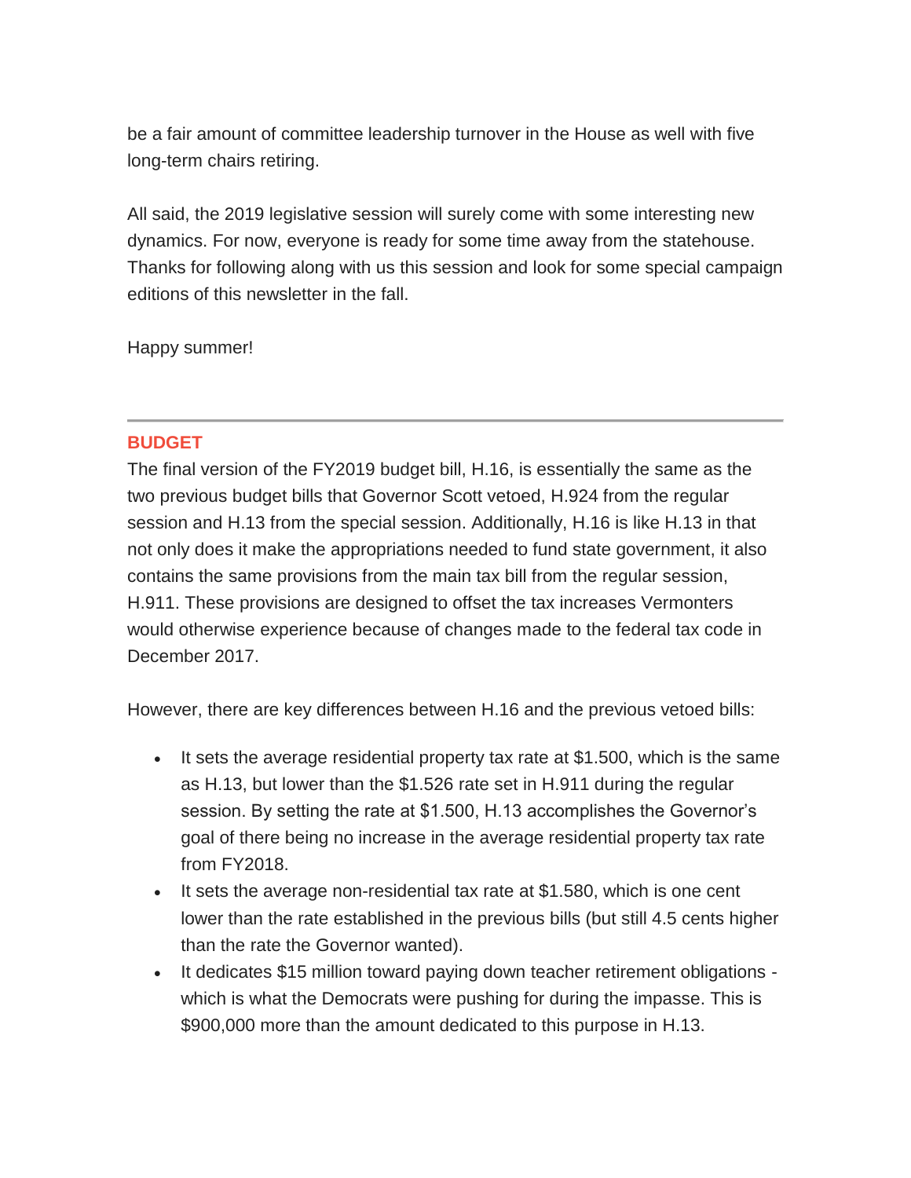be a fair amount of committee leadership turnover in the House as well with five long-term chairs retiring.

All said, the 2019 legislative session will surely come with some interesting new dynamics. For now, everyone is ready for some time away from the statehouse. Thanks for following along with us this session and look for some special campaign editions of this newsletter in the fall.

Happy summer!

---

## BUDGET

The final version of the FY2019 budget bill, H.16, is essentially the same as the two previous budget bills that Governor Scott vetoed, H.924 from the regular session and H.13 from the special session. Additionally, H.16 is like H.13 in that not only does it make the appropriations needed to fund state government, it also contains the same provisions from the main tax bill from the regular session, H.911. These provisions are designed to offset the tax increases Vermonters would otherwise experience because of changes made to the federal tax code in December 2017.

However, there are key differences between H.16 and the previous vetoed bills:

- It sets the average residential property tax rate at $1.500, which is the same as H.13, but lower than the $1.526 rate set in H.911 during the regular session. By setting the rate at $1.500, H.13 accomplishes the Governor's goal of there being no increase in the average residential property tax rate from FY2018.
- It sets the average non-residential tax rate at $1.580, which is one cent lower than the rate established in the previous bills (but still 4.5 cents higher than the rate the Governor wanted).
- It dedicates $15 million toward paying down teacher retirement obligations - which is what the Democrats were pushing for during the impasse. This is $900,000 more than the amount dedicated to this purpose in H.13.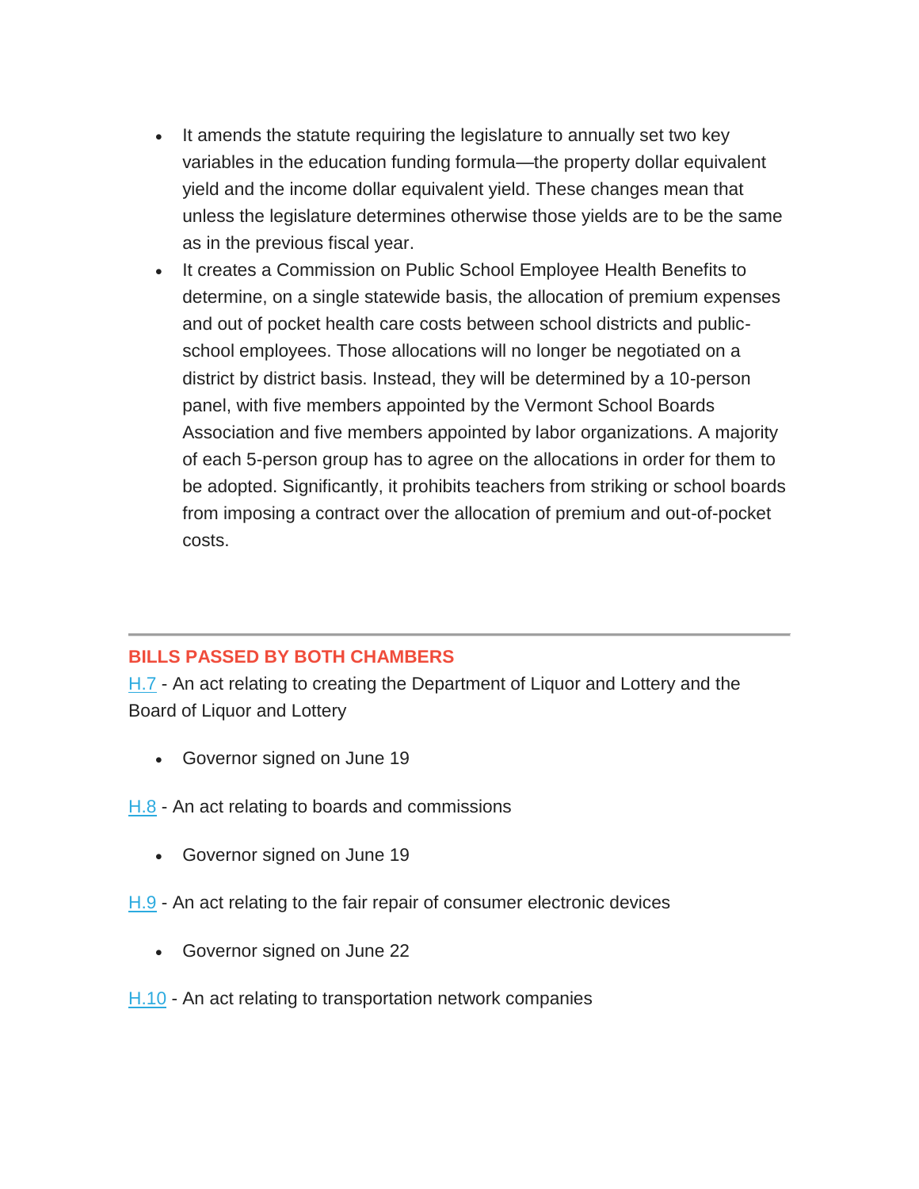- It amends the statute requiring the legislature to annually set two key variables in the education funding formula—the property dollar equivalent yield and the income dollar equivalent yield. These changes mean that unless the legislature determines otherwise those yields are to be the same as in the previous fiscal year.
- It creates a Commission on Public School Employee Health Benefits to determine, on a single statewide basis, the allocation of premium expenses and out of pocket health care costs between school districts and public-school employees. Those allocations will no longer be negotiated on a district by district basis. Instead, they will be determined by a 10-person panel, with five members appointed by the Vermont School Boards Association and five members appointed by labor organizations. A majority of each 5-person group has to agree on the allocations in order for them to be adopted. Significantly, it prohibits teachers from striking or school boards from imposing a contract over the allocation of premium and out-of-pocket costs.

---

## BILLS PASSED BY BOTH CHAMBERS

H.7 - An act relating to creating the Department of Liquor and Lottery and the Board of Liquor and Lottery

- Governor signed on June 19

H.8 - An act relating to boards and commissions

- Governor signed on June 19

H.9 - An act relating to the fair repair of consumer electronic devices

- Governor signed on June 22

H.10 - An act relating to transportation network companies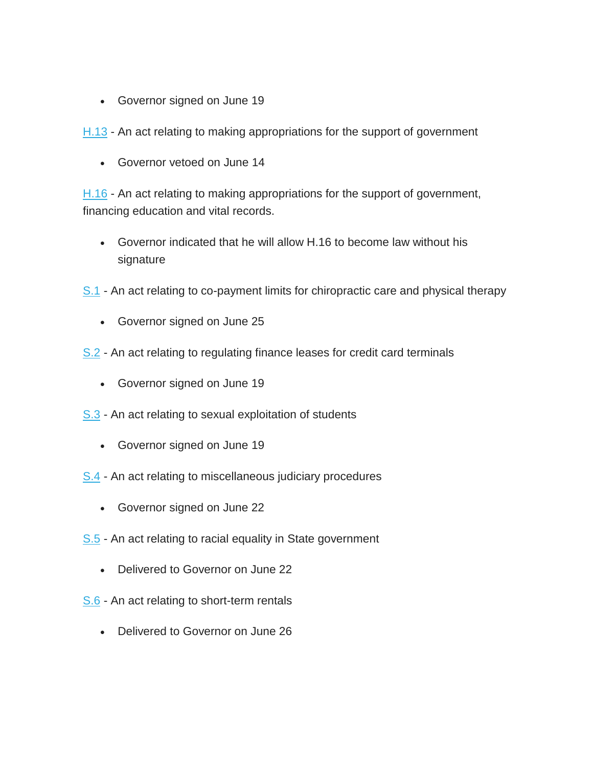- Governor signed on June 19

H.13 - An act relating to making appropriations for the support of government

- Governor vetoed on June 14

H.16 - An act relating to making appropriations for the support of government, financing education and vital records.

- Governor indicated that he will allow H.16 to become law without his signature

S.1 - An act relating to co-payment limits for chiropractic care and physical therapy

- Governor signed on June 25

S.2 - An act relating to regulating finance leases for credit card terminals

- Governor signed on June 19

S.3 - An act relating to sexual exploitation of students

- Governor signed on June 19

S.4 - An act relating to miscellaneous judiciary procedures

- Governor signed on June 22

S.5 - An act relating to racial equality in State government

- Delivered to Governor on June 22

S.6 - An act relating to short-term rentals

- Delivered to Governor on June 26